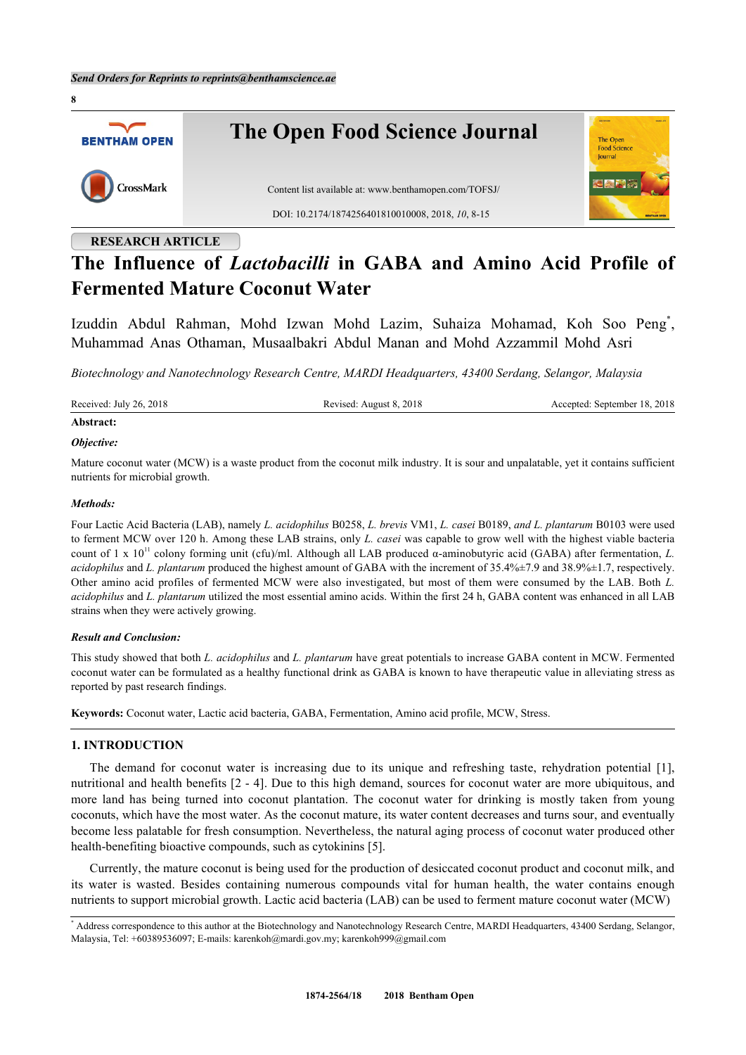# The Influence of *Lactobacilli* in GABA and Amino Acid Profile of Fermented Mature Coconut Water

Izuddin Abdul Rahman, Mohd Izwan Mohd Lazim, Suhaiza Mohamad, Koh Soo Peng*, Muhammad Anas Othaman, Musaalbakri Abdul Manan and Mohd Azzammil Mohd Asri

*Biotechnology and Nanotechnology Research Centre, MARDI Headquarters, 43400 Serdang, Selangor, Malaysia*

Received: July 26, 2018 Revised: August 8, 2018 Accepted: September 18, 2018

**Abstract:**

***Objective:***

Mature coconut water (MCW) is a waste product from the coconut milk industry. It is sour and unpalatable, yet it contains sufficient nutrients for microbial growth.

***Methods:***

Four Lactic Acid Bacteria (LAB), namely *L. acidophilus* B0258, *L. brevis* VM1, *L. casei* B0189, *and L. plantarum* B0103 were used to ferment MCW over 120 h. Among these LAB strains, only *L. casei* was capable to grow well with the highest viable bacteria count of 1 x $10^{11}$ colony forming unit (cfu)/ml. Although all LAB produced α-aminobutyric acid (GABA) after fermentation, *L. acidophilus* and *L. plantarum* produced the highest amount of GABA with the increment of 35.4%±7.9 and 38.9%±1.7, respectively. Other amino acid profiles of fermented MCW were also investigated, but most of them were consumed by the LAB. Both *L. acidophilus* and *L. plantarum* utilized the most essential amino acids. Within the first 24 h, GABA content was enhanced in all LAB strains when they were actively growing.

***Result and Conclusion:***

This study showed that both *L. acidophilus* and *L. plantarum* have great potentials to increase GABA content in MCW. Fermented coconut water can be formulated as a healthy functional drink as GABA is known to have therapeutic value in alleviating stress as reported by past research findings.

**Keywords:** Coconut water, Lactic acid bacteria, GABA, Fermentation, Amino acid profile, MCW, Stress.

## 1. INTRODUCTION

The demand for coconut water is increasing due to its unique and refreshing taste, rehydration potential [1], nutritional and health benefits [2 - 4]. Due to this high demand, sources for coconut water are more ubiquitous, and more land has being turned into coconut plantation. The coconut water for drinking is mostly taken from young coconuts, which have the most water. As the coconut mature, its water content decreases and turns sour, and eventually become less palatable for fresh consumption. Nevertheless, the natural aging process of coconut water produced other health-benefiting bioactive compounds, such as cytokinins [5].

Currently, the mature coconut is being used for the production of desiccated coconut product and coconut milk, and its water is wasted. Besides containing numerous compounds vital for human health, the water contains enough nutrients to support microbial growth. Lactic acid bacteria (LAB) can be used to ferment mature coconut water (MCW)

* Address correspondence to this author at the Biotechnology and Nanotechnology Research Centre, MARDI Headquarters, 43400 Serdang, Selangor, Malaysia, Tel: +60389536097; E-mails: karenkoh@mardi.gov.my; karenkoh999@gmail.com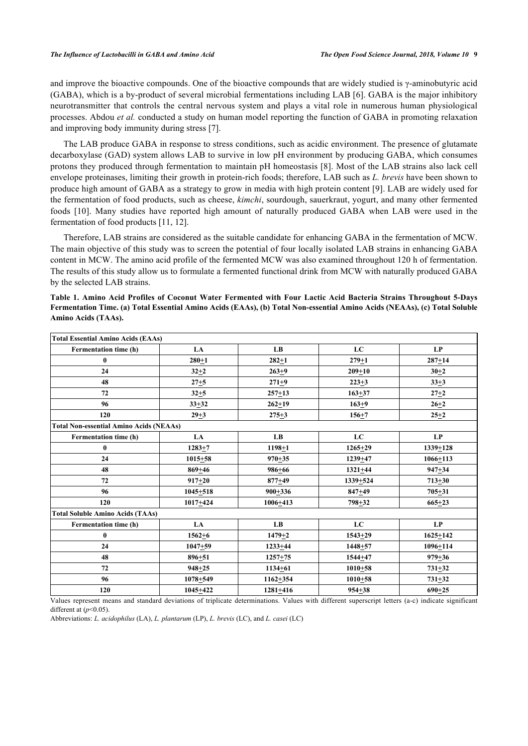and improve the bioactive compounds. One of the bioactive compounds that are widely studied is γ-aminobutyric acid (GABA), which is a by-product of several microbial fermentations including LAB [6]. GABA is the major inhibitory neurotransmitter that controls the central nervous system and plays a vital role in numerous human physiological processes. Abdou *et al.* conducted a study on human model reporting the function of GABA in promoting relaxation and improving body immunity during stress [7].

The LAB produce GABA in response to stress conditions, such as acidic environment. The presence of glutamate decarboxylase (GAD) system allows LAB to survive in low pH environment by producing GABA, which consumes protons they produced through fermentation to maintain pH homeostasis [8]. Most of the LAB strains also lack cell envelope proteinases, limiting their growth in protein-rich foods; therefore, LAB such as *L. brevis* have been shown to produce high amount of GABA as a strategy to grow in media with high protein content [9]. LAB are widely used for the fermentation of food products, such as cheese, *kimchi*, sourdough, sauerkraut, yogurt, and many other fermented foods [10]. Many studies have reported high amount of naturally produced GABA when LAB were used in the fermentation of food products [11, 12].

Therefore, LAB strains are considered as the suitable candidate for enhancing GABA in the fermentation of MCW. The main objective of this study was to screen the potential of four locally isolated LAB strains in enhancing GABA content in MCW. The amino acid profile of the fermented MCW was also examined throughout 120 h of fermentation. The results of this study allow us to formulate a fermented functional drink from MCW with naturally produced GABA by the selected LAB strains.

**Table 1. Amino Acid Profiles of Coconut Water Fermented with Four Lactic Acid Bacteria Strains Throughout 5-Days Fermentation Time. (a) Total Essential Amino Acids (EAAs), (b) Total Non-essential Amino Acids (NEAAs), (c) Total Soluble Amino Acids (TAAs).**

| **Total Essential Amino Acids (EAAs)** | | | | |
|---|---|---|---|---|
| **Fermentation time (h)** | **LA** | **LB** | **LC** | **LP** |
| **0** | **280±1** | **282±1** | **279±1** | **287±14** |
| **24** | **32±2** | **263±9** | **209±10** | **30±2** |
| **48** | **27±5** | **271±9** | **223±3** | **33±3** |
| **72** | **32±5** | **257±13** | **163±37** | **27±2** |
| **96** | **33±32** | **262±19** | **163±9** | **26±2** |
| **120** | **29±3** | **275±3** | **156±7** | **25±2** |
| **Total Non-essential Amino Acids (NEAAs)** | | | | |
| **Fermentation time (h)** | **LA** | **LB** | **LC** | **LP** |
| **0** | **1283±7** | **1198±1** | **1265±29** | **1339±128** |
| **24** | **1015±58** | **970±35** | **1239±47** | **1066±113** |
| **48** | **869±46** | **986±66** | **1321±44** | **947±34** |
| **72** | **917±20** | **877±49** | **1339±524** | **713±30** |
| **96** | **1045±518** | **900±336** | **847±49** | **705±31** |
| **120** | **1017±424** | **1006±413** | **798±32** | **665±23** |
| **Total Soluble Amino Acids (TAAs)** | | | | |
| **Fermentation time (h)** | **LA** | **LB** | **LC** | **LP** |
| **0** | **1562±6** | **1479±2** | **1543±29** | **1625±142** |
| **24** | **1047±59** | **1233±44** | **1448±57** | **1096±114** |
| **48** | **896±51** | **1257±75** | **1544±47** | **979±36** |
| **72** | **948±25** | **1134±61** | **1010±58** | **731±32** |
| **96** | **1078±549** | **1162±354** | **1010±58** | **731±32** |
| **120** | **1045±422** | **1281±416** | **954±38** | **690±25** |

Values represent means and standard deviations of triplicate determinations. Values with different superscript letters (a-c) indicate significant different at ($p$<0.05).

Abbreviations: *L. acidophilus* (LA), *L. plantarum* (LP), *L. brevis* (LC), and *L. casei* (LC)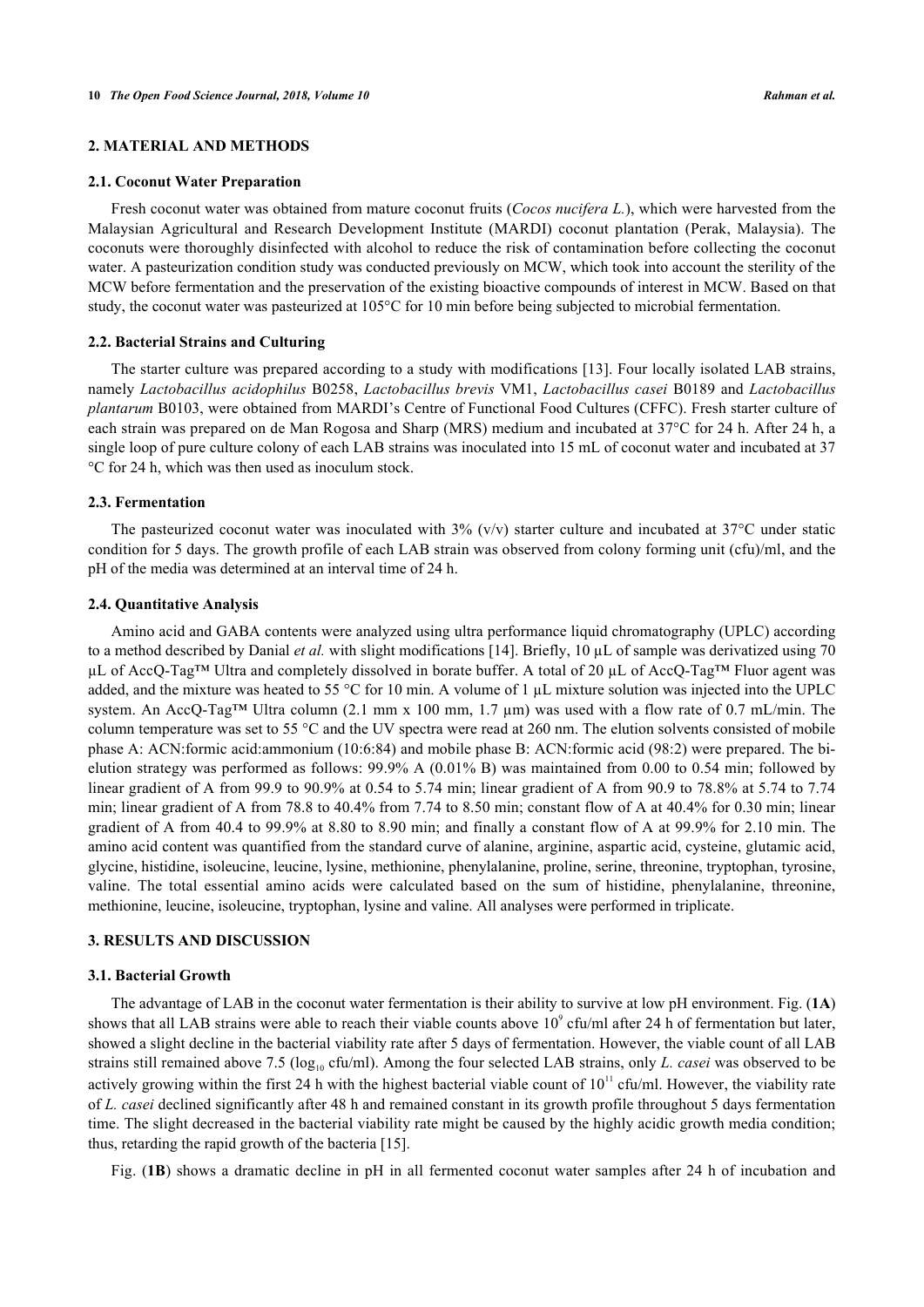## 2. MATERIAL AND METHODS

### 2.1. Coconut Water Preparation

Fresh coconut water was obtained from mature coconut fruits (*Cocos nucifera L.*), which were harvested from the Malaysian Agricultural and Research Development Institute (MARDI) coconut plantation (Perak, Malaysia). The coconuts were thoroughly disinfected with alcohol to reduce the risk of contamination before collecting the coconut water. A pasteurization condition study was conducted previously on MCW, which took into account the sterility of the MCW before fermentation and the preservation of the existing bioactive compounds of interest in MCW. Based on that study, the coconut water was pasteurized at 105°C for 10 min before being subjected to microbial fermentation.

### 2.2. Bacterial Strains and Culturing

The starter culture was prepared according to a study with modifications [13]. Four locally isolated LAB strains, namely *Lactobacillus acidophilus* B0258, *Lactobacillus brevis* VM1, *Lactobacillus casei* B0189 and *Lactobacillus plantarum* B0103, were obtained from MARDI's Centre of Functional Food Cultures (CFFC). Fresh starter culture of each strain was prepared on de Man Rogosa and Sharp (MRS) medium and incubated at 37°C for 24 h. After 24 h, a single loop of pure culture colony of each LAB strains was inoculated into 15 mL of coconut water and incubated at 37 °C for 24 h, which was then used as inoculum stock.

### 2.3. Fermentation

The pasteurized coconut water was inoculated with 3% (v/v) starter culture and incubated at 37°C under static condition for 5 days. The growth profile of each LAB strain was observed from colony forming unit (cfu)/ml, and the pH of the media was determined at an interval time of 24 h.

### 2.4. Quantitative Analysis

Amino acid and GABA contents were analyzed using ultra performance liquid chromatography (UPLC) according to a method described by Danial *et al.* with slight modifications [14]. Briefly, 10 µL of sample was derivatized using 70 µL of AccQ-Tag™ Ultra and completely dissolved in borate buffer. A total of 20 µL of AccQ-Tag™ Fluor agent was added, and the mixture was heated to 55 °C for 10 min. A volume of 1 µL mixture solution was injected into the UPLC system. An AccQ-Tag™ Ultra column (2.1 mm x 100 mm, 1.7 µm) was used with a flow rate of 0.7 mL/min. The column temperature was set to 55 °C and the UV spectra were read at 260 nm. The elution solvents consisted of mobile phase A: ACN:formic acid:ammonium (10:6:84) and mobile phase B: ACN:formic acid (98:2) were prepared. The bi-elution strategy was performed as follows: 99.9% A (0.01% B) was maintained from 0.00 to 0.54 min; followed by linear gradient of A from 99.9 to 90.9% at 0.54 to 5.74 min; linear gradient of A from 90.9 to 78.8% at 5.74 to 7.74 min; linear gradient of A from 78.8 to 40.4% from 7.74 to 8.50 min; constant flow of A at 40.4% for 0.30 min; linear gradient of A from 40.4 to 99.9% at 8.80 to 8.90 min; and finally a constant flow of A at 99.9% for 2.10 min. The amino acid content was quantified from the standard curve of alanine, arginine, aspartic acid, cysteine, glutamic acid, glycine, histidine, isoleucine, leucine, lysine, methionine, phenylalanine, proline, serine, threonine, tryptophan, tyrosine, valine. The total essential amino acids were calculated based on the sum of histidine, phenylalanine, threonine, methionine, leucine, isoleucine, tryptophan, lysine and valine. All analyses were performed in triplicate.

## 3. RESULTS AND DISCUSSION

### 3.1. Bacterial Growth

The advantage of LAB in the coconut water fermentation is their ability to survive at low pH environment. Fig. (**1A**) shows that all LAB strains were able to reach their viable counts above $10^9$ cfu/ml after 24 h of fermentation but later, showed a slight decline in the bacterial viability rate after 5 days of fermentation. However, the viable count of all LAB strains still remained above 7.5 ($\log_{10}$ cfu/ml). Among the four selected LAB strains, only *L. casei* was observed to be actively growing within the first 24 h with the highest bacterial viable count of $10^{11}$ cfu/ml. However, the viability rate of *L. casei* declined significantly after 48 h and remained constant in its growth profile throughout 5 days fermentation time. The slight decreased in the bacterial viability rate might be caused by the highly acidic growth media condition; thus, retarding the rapid growth of the bacteria [15].

Fig. (**1B**) shows a dramatic decline in pH in all fermented coconut water samples after 24 h of incubation and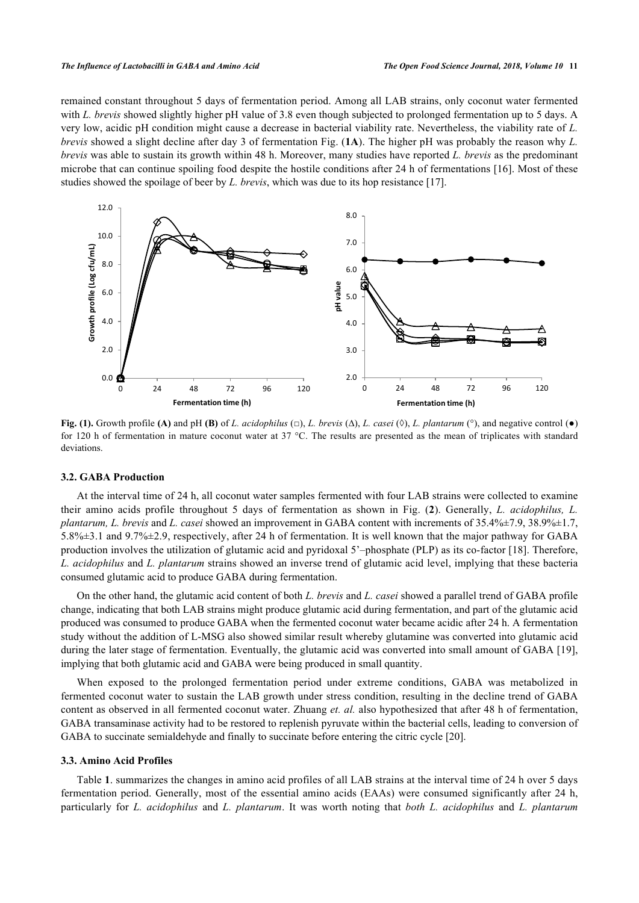remained constant throughout 5 days of fermentation period. Among all LAB strains, only coconut water fermented with *L. brevis* showed slightly higher pH value of 3.8 even though subjected to prolonged fermentation up to 5 days. A very low, acidic pH condition might cause a decrease in bacterial viability rate. Nevertheless, the viability rate of *L. brevis* showed a slight decline after day 3 of fermentation Fig. (**1A**). The higher pH was probably the reason why *L. brevis* was able to sustain its growth within 48 h. Moreover, many studies have reported *L. brevis* as the predominant microbe that can continue spoiling food despite the hostile conditions after 24 h of fermentations [16]. Most of these studies showed the spoilage of beer by *L. brevis*, which was due to its hop resistance [17].

**Fig. (1).** Growth profile **(A)** and pH **(B)** of *L. acidophilus* (□), *L. brevis* (∆), *L. casei* (◊), *L. plantarum* (°), and negative control (●) for 120 h of fermentation in mature coconut water at 37 °C. The results are presented as the mean of triplicates with standard deviations.

### 3.2. GABA Production

At the interval time of 24 h, all coconut water samples fermented with four LAB strains were collected to examine their amino acids profile throughout 5 days of fermentation as shown in Fig. (**2**). Generally, *L. acidophilus, L. plantarum, L. brevis* and *L. casei* showed an improvement in GABA content with increments of 35.4%±7.9, 38.9%±1.7, 5.8%±3.1 and 9.7%±2.9, respectively, after 24 h of fermentation. It is well known that the major pathway for GABA production involves the utilization of glutamic acid and pyridoxal 5'–phosphate (PLP) as its co-factor [18]. Therefore, *L. acidophilus* and *L. plantarum* strains showed an inverse trend of glutamic acid level, implying that these bacteria consumed glutamic acid to produce GABA during fermentation.

On the other hand, the glutamic acid content of both *L. brevis* and *L. casei* showed a parallel trend of GABA profile change, indicating that both LAB strains might produce glutamic acid during fermentation, and part of the glutamic acid produced was consumed to produce GABA when the fermented coconut water became acidic after 24 h. A fermentation study without the addition of L-MSG also showed similar result whereby glutamine was converted into glutamic acid during the later stage of fermentation. Eventually, the glutamic acid was converted into small amount of GABA [19], implying that both glutamic acid and GABA were being produced in small quantity.

When exposed to the prolonged fermentation period under extreme conditions, GABA was metabolized in fermented coconut water to sustain the LAB growth under stress condition, resulting in the decline trend of GABA content as observed in all fermented coconut water. Zhuang *et. al.* also hypothesized that after 48 h of fermentation, GABA transaminase activity had to be restored to replenish pyruvate within the bacterial cells, leading to conversion of GABA to succinate semialdehyde and finally to succinate before entering the citric cycle [20].

### 3.3. Amino Acid Profiles

Table **1**. summarizes the changes in amino acid profiles of all LAB strains at the interval time of 24 h over 5 days fermentation period. Generally, most of the essential amino acids (EAAs) were consumed significantly after 24 h, particularly for *L. acidophilus* and *L. plantarum*. It was worth noting that *both L. acidophilus* and *L. plantarum*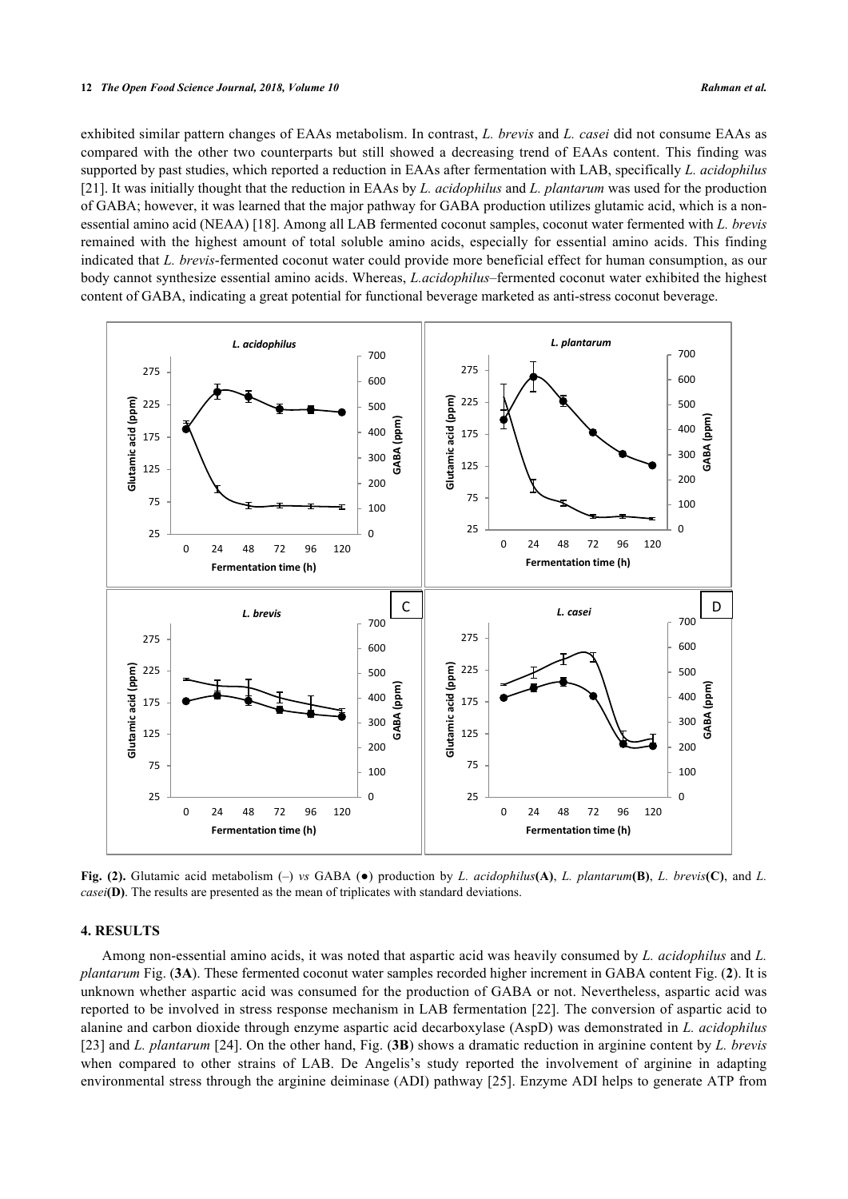exhibited similar pattern changes of EAAs metabolism. In contrast, *L. brevis* and *L. casei* did not consume EAAs as compared with the other two counterparts but still showed a decreasing trend of EAAs content. This finding was supported by past studies, which reported a reduction in EAAs after fermentation with LAB, specifically *L. acidophilus* [21]. It was initially thought that the reduction in EAAs by *L. acidophilus* and *L. plantarum* was used for the production of GABA; however, it was learned that the major pathway for GABA production utilizes glutamic acid, which is a non-essential amino acid (NEAA) [18]. Among all LAB fermented coconut samples, coconut water fermented with *L. brevis* remained with the highest amount of total soluble amino acids, especially for essential amino acids. This finding indicated that *L. brevis*-fermented coconut water could provide more beneficial effect for human consumption, as our body cannot synthesize essential amino acids. Whereas, *L.acidophilus*–fermented coconut water exhibited the highest content of GABA, indicating a great potential for functional beverage marketed as anti-stress coconut beverage.

**Fig. (2).** Glutamic acid metabolism (–) *vs* GABA (●) production by *L. acidophilus*(**A**), *L. plantarum*(**B**), *L. brevis*(**C**), and *L. casei*(**D**). The results are presented as the mean of triplicates with standard deviations.

## 4. RESULTS

Among non-essential amino acids, it was noted that aspartic acid was heavily consumed by *L. acidophilus* and *L. plantarum* Fig. (**3A**). These fermented coconut water samples recorded higher increment in GABA content Fig. (**2**). It is unknown whether aspartic acid was consumed for the production of GABA or not. Nevertheless, aspartic acid was reported to be involved in stress response mechanism in LAB fermentation [22]. The conversion of aspartic acid to alanine and carbon dioxide through enzyme aspartic acid decarboxylase (AspD) was demonstrated in *L. acidophilus* [23] and *L. plantarum* [24]. On the other hand, Fig. (**3B**) shows a dramatic reduction in arginine content by *L. brevis* when compared to other strains of LAB. De Angelis's study reported the involvement of arginine in adapting environmental stress through the arginine deiminase (ADI) pathway [25]. Enzyme ADI helps to generate ATP from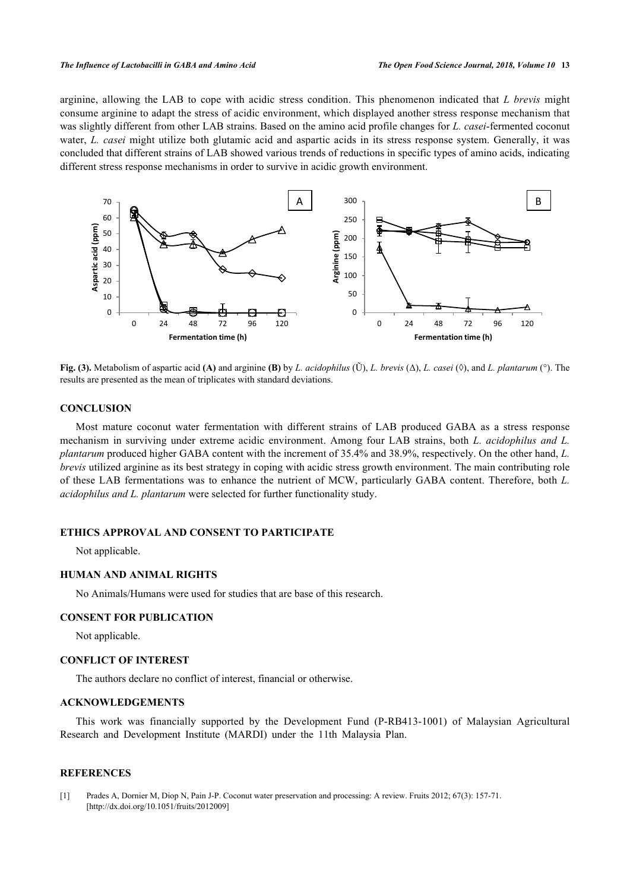arginine, allowing the LAB to cope with acidic stress condition. This phenomenon indicated that *L brevis* might consume arginine to adapt the stress of acidic environment, which displayed another stress response mechanism that was slightly different from other LAB strains. Based on the amino acid profile changes for *L. casei*-fermented coconut water, *L. casei* might utilize both glutamic acid and aspartic acids in its stress response system. Generally, it was concluded that different strains of LAB showed various trends of reductions in specific types of amino acids, indicating different stress response mechanisms in order to survive in acidic growth environment.

**Fig. (3).** Metabolism of aspartic acid **(A)** and arginine **(B)** by *L. acidophilus* (Ũ), *L. brevis* (∆), *L. casei* (◊), and *L. plantarum* (°). The results are presented as the mean of triplicates with standard deviations.

## CONCLUSION

Most mature coconut water fermentation with different strains of LAB produced GABA as a stress response mechanism in surviving under extreme acidic environment. Among four LAB strains, both *L. acidophilus and L. plantarum* produced higher GABA content with the increment of 35.4% and 38.9%, respectively. On the other hand, *L. brevis* utilized arginine as its best strategy in coping with acidic stress growth environment. The main contributing role of these LAB fermentations was to enhance the nutrient of MCW, particularly GABA content. Therefore, both *L. acidophilus and L. plantarum* were selected for further functionality study.

## ETHICS APPROVAL AND CONSENT TO PARTICIPATE

Not applicable.

## HUMAN AND ANIMAL RIGHTS

No Animals/Humans were used for studies that are base of this research.

## CONSENT FOR PUBLICATION

Not applicable.

## CONFLICT OF INTEREST

The authors declare no conflict of interest, financial or otherwise.

## ACKNOWLEDGEMENTS

This work was financially supported by the Development Fund (P-RB413-1001) of Malaysian Agricultural Research and Development Institute (MARDI) under the 11th Malaysia Plan.

## REFERENCES

[1] Prades A, Dornier M, Diop N, Pain J-P. Coconut water preservation and processing: A review. Fruits 2012; 67(3): 157-71. [http://dx.doi.org/10.1051/fruits/2012009]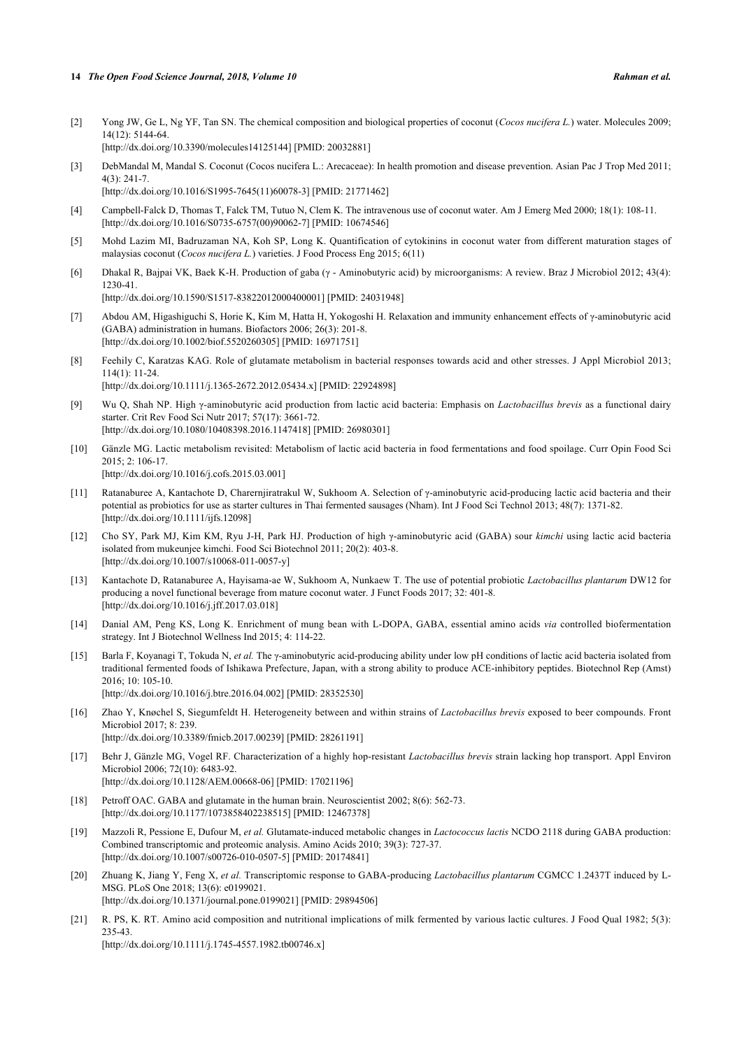[2] Yong JW, Ge L, Ng YF, Tan SN. The chemical composition and biological properties of coconut (*Cocos nucifera L.*) water. Molecules 2009; 14(12): 5144-64.
[http://dx.doi.org/10.3390/molecules14125144] [PMID: 20032881]

[3] DebMandal M, Mandal S. Coconut (Cocos nucifera L.: Arecaceae): In health promotion and disease prevention. Asian Pac J Trop Med 2011; 4(3): 241-7.
[http://dx.doi.org/10.1016/S1995-7645(11)60078-3] [PMID: 21771462]

[4] Campbell-Falck D, Thomas T, Falck TM, Tutuo N, Clem K. The intravenous use of coconut water. Am J Emerg Med 2000; 18(1): 108-11.
[http://dx.doi.org/10.1016/S0735-6757(00)90062-7] [PMID: 10674546]

[5] Mohd Lazim MI, Badruzaman NA, Koh SP, Long K. Quantification of cytokinins in coconut water from different maturation stages of malaysias coconut (*Cocos nucifera L.*) varieties. J Food Process Eng 2015; 6(11)

[6] Dhakal R, Bajpai VK, Baek K-H. Production of gaba (γ - Aminobutyric acid) by microorganisms: A review. Braz J Microbiol 2012; 43(4): 1230-41.
[http://dx.doi.org/10.1590/S1517-83822012000400001] [PMID: 24031948]

[7] Abdou AM, Higashiguchi S, Horie K, Kim M, Hatta H, Yokogoshi H. Relaxation and immunity enhancement effects of γ-aminobutyric acid (GABA) administration in humans. Biofactors 2006; 26(3): 201-8.
[http://dx.doi.org/10.1002/biof.5520260305] [PMID: 16971751]

[8] Feehily C, Karatzas KAG. Role of glutamate metabolism in bacterial responses towards acid and other stresses. J Appl Microbiol 2013; 114(1): 11-24.
[http://dx.doi.org/10.1111/j.1365-2672.2012.05434.x] [PMID: 22924898]

[9] Wu Q, Shah NP. High γ-aminobutyric acid production from lactic acid bacteria: Emphasis on *Lactobacillus brevis* as a functional dairy starter. Crit Rev Food Sci Nutr 2017; 57(17): 3661-72.
[http://dx.doi.org/10.1080/10408398.2016.1147418] [PMID: 26980301]

[10] Gänzle MG. Lactic metabolism revisited: Metabolism of lactic acid bacteria in food fermentations and food spoilage. Curr Opin Food Sci 2015; 2: 106-17.
[http://dx.doi.org/10.1016/j.cofs.2015.03.001]

[11] Ratanaburee A, Kantachote D, Charernjiratrakul W, Sukhoom A. Selection of γ-aminobutyric acid-producing lactic acid bacteria and their potential as probiotics for use as starter cultures in Thai fermented sausages (Nham). Int J Food Sci Technol 2013; 48(7): 1371-82.
[http://dx.doi.org/10.1111/ijfs.12098]

[12] Cho SY, Park MJ, Kim KM, Ryu J-H, Park HJ. Production of high γ-aminobutyric acid (GABA) sour *kimchi* using lactic acid bacteria isolated from mukeunjee kimchi. Food Sci Biotechnol 2011; 20(2): 403-8.
[http://dx.doi.org/10.1007/s10068-011-0057-y]

[13] Kantachote D, Ratanaburee A, Hayisama-ae W, Sukhoom A, Nunkaew T. The use of potential probiotic *Lactobacillus plantarum* DW12 for producing a novel functional beverage from mature coconut water. J Funct Foods 2017; 32: 401-8.
[http://dx.doi.org/10.1016/j.jff.2017.03.018]

[14] Danial AM, Peng KS, Long K. Enrichment of mung bean with L-DOPA, GABA, essential amino acids *via* controlled biofermentation strategy. Int J Biotechnol Wellness Ind 2015; 4: 114-22.

[15] Barla F, Koyanagi T, Tokuda N, *et al.* The γ-aminobutyric acid-producing ability under low pH conditions of lactic acid bacteria isolated from traditional fermented foods of Ishikawa Prefecture, Japan, with a strong ability to produce ACE-inhibitory peptides. Biotechnol Rep (Amst) 2016; 10: 105-10.
[http://dx.doi.org/10.1016/j.btre.2016.04.002] [PMID: 28352530]

[16] Zhao Y, Knøchel S, Siegumfeldt H. Heterogeneity between and within strains of *Lactobacillus brevis* exposed to beer compounds. Front Microbiol 2017; 8: 239.
[http://dx.doi.org/10.3389/fmicb.2017.00239] [PMID: 28261191]

[17] Behr J, Gänzle MG, Vogel RF. Characterization of a highly hop-resistant *Lactobacillus brevis* strain lacking hop transport. Appl Environ Microbiol 2006; 72(10): 6483-92.
[http://dx.doi.org/10.1128/AEM.00668-06] [PMID: 17021196]

[18] Petroff OAC. GABA and glutamate in the human brain. Neuroscientist 2002; 8(6): 562-73.
[http://dx.doi.org/10.1177/1073858402238515] [PMID: 12467378]

[19] Mazzoli R, Pessione E, Dufour M, *et al.* Glutamate-induced metabolic changes in *Lactococcus lactis* NCDO 2118 during GABA production: Combined transcriptomic and proteomic analysis. Amino Acids 2010; 39(3): 727-37.
[http://dx.doi.org/10.1007/s00726-010-0507-5] [PMID: 20174841]

[20] Zhuang K, Jiang Y, Feng X, *et al.* Transcriptomic response to GABA-producing *Lactobacillus plantarum* CGMCC 1.2437T induced by L-MSG. PLoS One 2018; 13(6): e0199021.
[http://dx.doi.org/10.1371/journal.pone.0199021] [PMID: 29894506]

[21] R. PS, K. RT. Amino acid composition and nutritional implications of milk fermented by various lactic cultures. J Food Qual 1982; 5(3): 235-43.
[http://dx.doi.org/10.1111/j.1745-4557.1982.tb00746.x]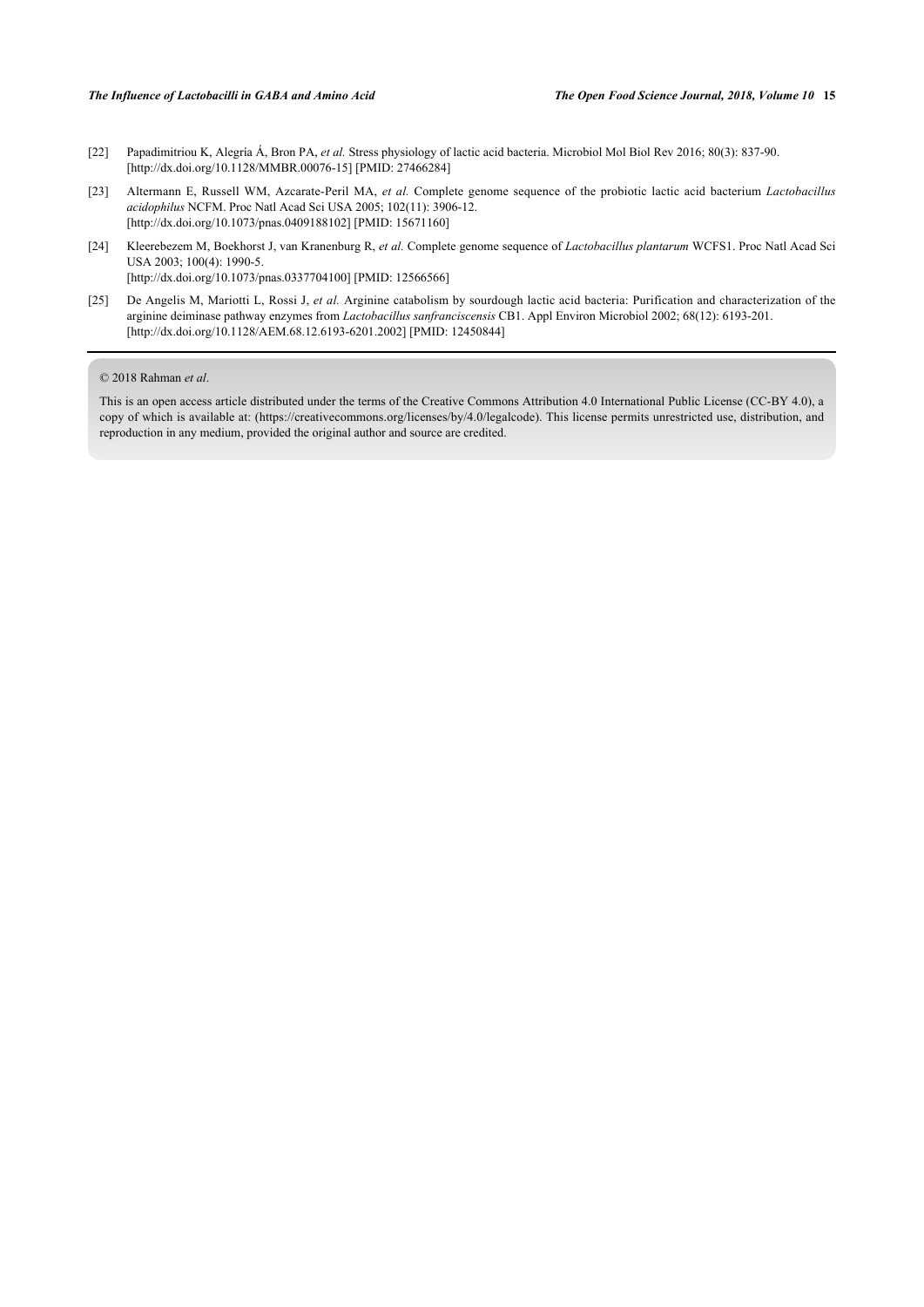[22] Papadimitriou K, Alegría Á, Bron PA, *et al.* Stress physiology of lactic acid bacteria. Microbiol Mol Biol Rev 2016; 80(3): 837-90. [http://dx.doi.org/10.1128/MMBR.00076-15] [PMID: 27466284]

[23] Altermann E, Russell WM, Azcarate-Peril MA, *et al.* Complete genome sequence of the probiotic lactic acid bacterium *Lactobacillus acidophilus* NCFM. Proc Natl Acad Sci USA 2005; 102(11): 3906-12. [http://dx.doi.org/10.1073/pnas.0409188102] [PMID: 15671160]

[24] Kleerebezem M, Boekhorst J, van Kranenburg R, *et al.* Complete genome sequence of *Lactobacillus plantarum* WCFS1. Proc Natl Acad Sci USA 2003; 100(4): 1990-5. [http://dx.doi.org/10.1073/pnas.0337704100] [PMID: 12566566]

[25] De Angelis M, Mariotti L, Rossi J, *et al.* Arginine catabolism by sourdough lactic acid bacteria: Purification and characterization of the arginine deiminase pathway enzymes from *Lactobacillus sanfranciscensis* CB1. Appl Environ Microbiol 2002; 68(12): 6193-201. [http://dx.doi.org/10.1128/AEM.68.12.6193-6201.2002] [PMID: 12450844]

© 2018 Rahman *et al*.

This is an open access article distributed under the terms of the Creative Commons Attribution 4.0 International Public License (CC-BY 4.0), a copy of which is available at: (https://creativecommons.org/licenses/by/4.0/legalcode). This license permits unrestricted use, distribution, and reproduction in any medium, provided the original author and source are credited.